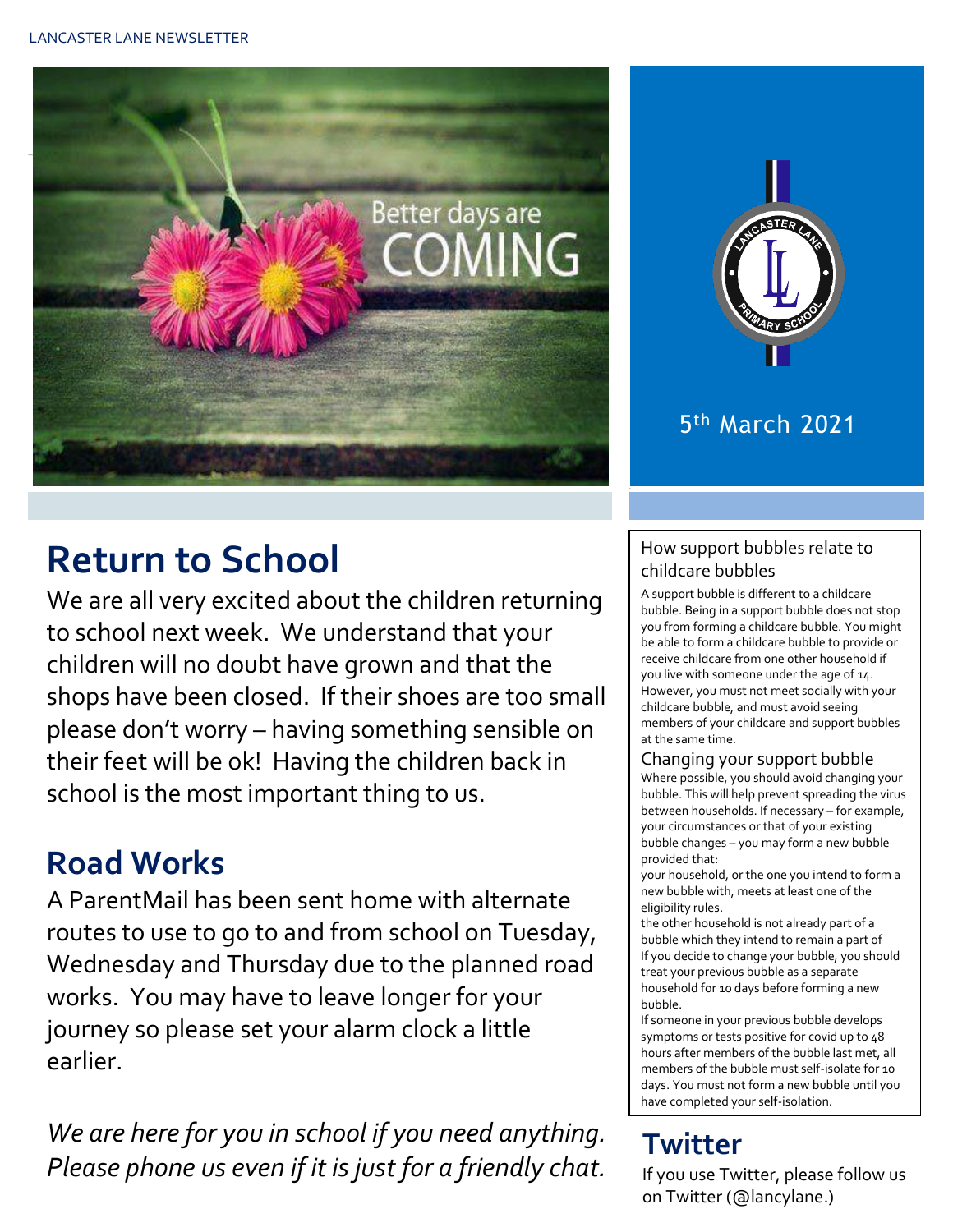5th March 2021

# Return to School

We are all very excited about the children returning to school next week. We understand that your children will no doubt have grown and that the shops have been closed. If their shoes are too small please don't worry – having something sensible on their feet will be ok! Having the children back in school is the most important thing to us.

## Road Works

A ParentMail has been sent home with alternate routes to use to go to and from school on Tuesday, Wednesday and Thursday due to the planned road works. You may have to leave longer for your journey so please set your alarm clock a little earlier.

*We are here for you in school if you need anything. Please phone us even if it is just for a friendly chat.*

### How support bubbles relate to childcare bubbles

A support bubble is different to a childcare bubble. Being in a support bubble does not stop you from forming a childcare bubble. You might be able to form a childcare bubble to provide or receive childcare from one other household if you live with someone under the age of 14. However, you must not meet socially with your childcare bubble, and must avoid seeing members of your childcare and support bubbles at the same time.

### Changing your support bubble

Where possible, you should avoid changing your bubble. This will help prevent spreading the virus between households. If necessary – for example, your circumstances or that of your existing bubble changes – you may form a new bubble provided that:

your household, or the one you intend to form a new bubble with, meets at least one of the eligibility rules.

the other household is not already part of a bubble which they intend to remain a part of

If you decide to change your bubble, you should treat your previous bubble as a separate household for 10 days before forming a new bubble.

If someone in your previous bubble develops symptoms or tests positive for covid up to 48 hours after members of the bubble last met, all members of the bubble must self-isolate for 10 days. You must not form a new bubble until you have completed your self-isolation.

## Twitter

If you use Twitter, please follow us on Twitter (@lancylane.)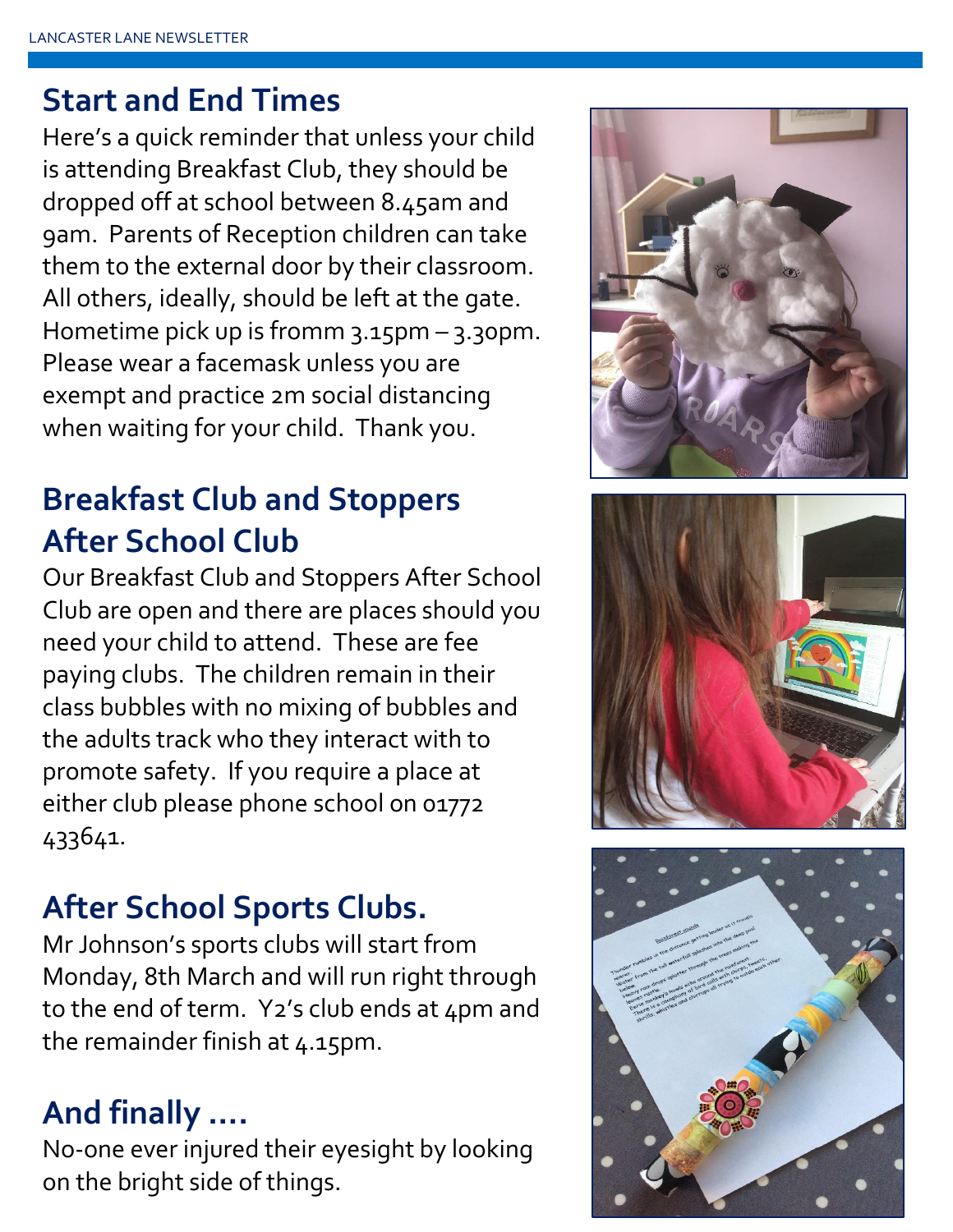## Start and End Times

Here's a quick reminder that unless your child is attending Breakfast Club, they should be dropped off at school between 8.45am and 9am. Parents of Reception children can take them to the external door by their classroom. All others, ideally, should be left at the gate. Hometime pick up is fromm 3.15pm – 3.30pm. Please wear a facemask unless you are exempt and practice 2m social distancing when waiting for your child. Thank you.

## Breakfast Club and Stoppers After School Club

Our Breakfast Club and Stoppers After School Club are open and there are places should you need your child to attend. These are fee paying clubs. The children remain in their class bubbles with no mixing of bubbles and the adults track who they interact with to promote safety. If you require a place at either club please phone school on 01772 433641.

## After School Sports Clubs.

Mr Johnson's sports clubs will start from Monday, 8th March and will run right through to the end of term. Y2's club ends at 4pm and the remainder finish at 4.15pm.

## And finally ....

No-one ever injured their eyesight by looking on the bright side of things.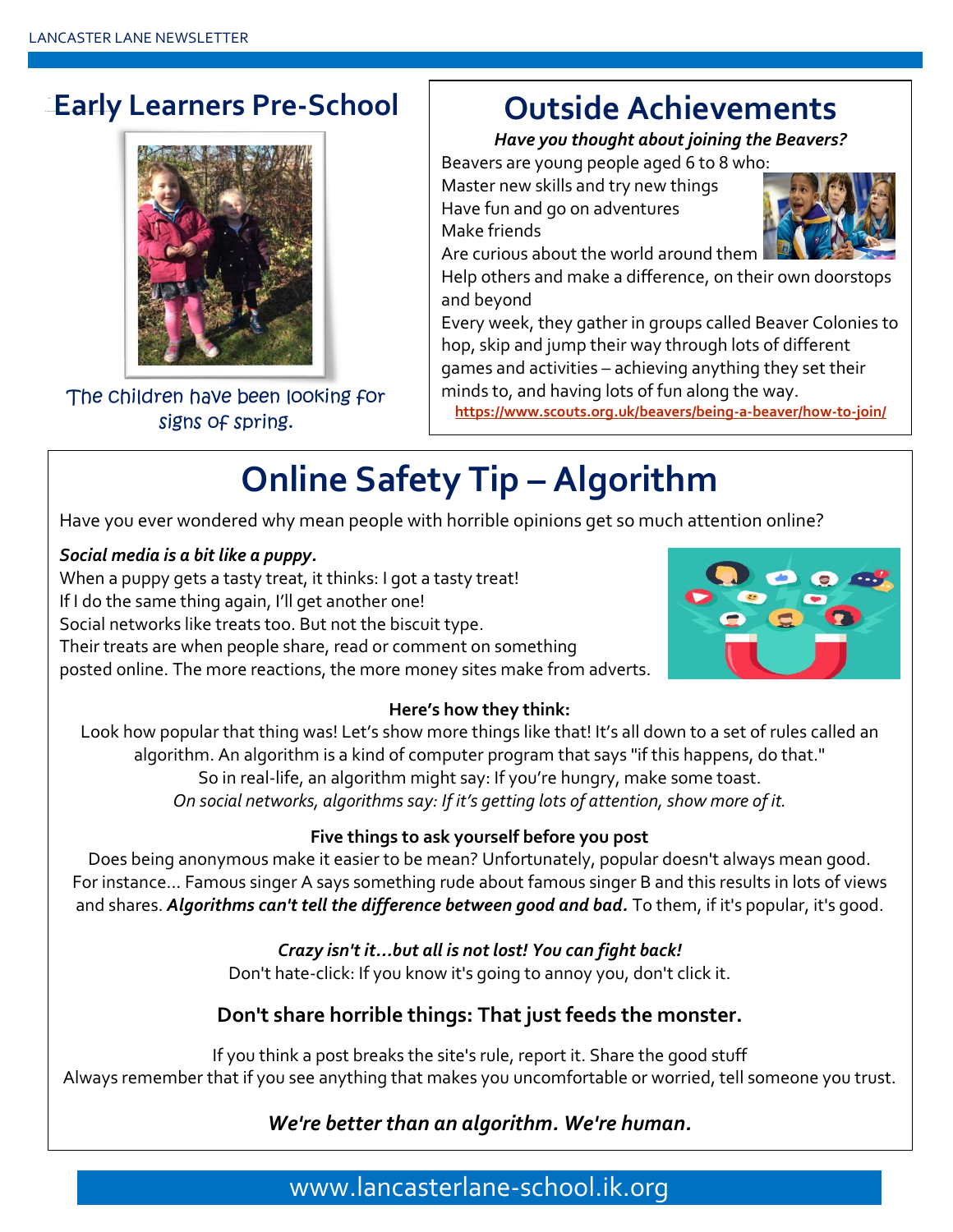## Early Learners Pre-School

The children have been looking for signs of spring.

## Outside Achievements

***Have you thought about joining the Beavers?***

Beavers are young people aged 6 to 8 who:

Master new skills and try new things

Have fun and go on adventures

Make friends

Are curious about the world around them

Help others and make a difference, on their own doorstops and beyond

Every week, they gather in groups called Beaver Colonies to hop, skip and jump their way through lots of different games and activities – achieving anything they set their minds to, and having lots of fun along the way.

https://www.scouts.org.uk/beavers/being-a-beaver/how-to-join/

## Online Safety Tip – Algorithm

Have you ever wondered why mean people with horrible opinions get so much attention online?

***Social media is a bit like a puppy.***

When a puppy gets a tasty treat, it thinks: I got a tasty treat!

If I do the same thing again, I'll get another one!

Social networks like treats too. But not the biscuit type.

Their treats are when people share, read or comment on something posted online. The more reactions, the more money sites make from adverts.

**Here's how they think:**

Look how popular that thing was! Let's show more things like that! It's all down to a set of rules called an algorithm. An algorithm is a kind of computer program that says "if this happens, do that."

So in real-life, an algorithm might say: If you're hungry, make some toast.

*On social networks, algorithms say: If it's getting lots of attention, show more of it.*

**Five things to ask yourself before you post**

Does being anonymous make it easier to be mean? Unfortunately, popular doesn't always mean good. For instance... Famous singer A says something rude about famous singer B and this results in lots of views and shares. ***Algorithms can't tell the difference between good and bad.*** To them, if it's popular, it's good.

***Crazy isn't it…but all is not lost! You can fight back!***

Don't hate-click: If you know it's going to annoy you, don't click it.

**Don't share horrible things: That just feeds the monster.**

If you think a post breaks the site's rule, report it. Share the good stuff

Always remember that if you see anything that makes you uncomfortable or worried, tell someone you trust.

***We're better than an algorithm. We're human.***

www.lancasterlane-school.ik.org